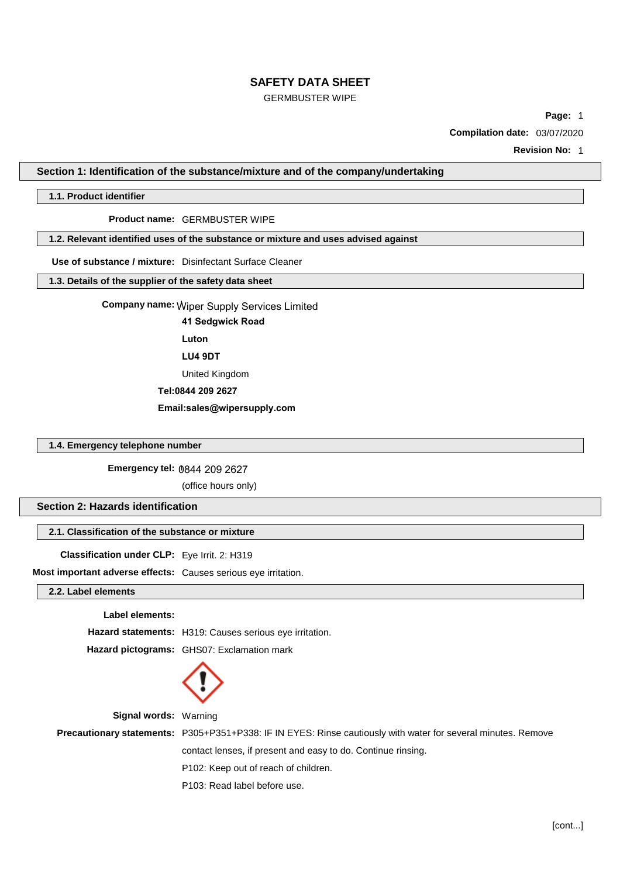# SAFETY DATA SHEET

GERMBUSTER WIPE

**Compilation date:** 03/07/2020

**Revision No:** 1

## Section 1: Identification of the substance/mixture and of the company/undertaking

### 1.1. Product identifier

**Product name:** GERMBUSTER WIPE

### 1.2. Relevant identified uses of the substance or mixture and uses advised against

**Use of substance / mixture:** Disinfectant Surface Cleaner

### 1.3. Details of the supplier of the safety data sheet

**Company name:** Wiper Supply Services Limited

**41 Sedgwick Road**

**Luton**

**LU4 9DT**

United Kingdom

**Tel:0844 209 2627**

**Email:sales@wipersupply.com**

### 1.4. Emergency telephone number

**Emergency tel:** 0844 209 2627

(office hours only)

## Section 2: Hazards identification

### 2.1. Classification of the substance or mixture

**Classification under CLP:** Eye Irrit. 2: H319

**Most important adverse effects:** Causes serious eye irritation.

### 2.2. Label elements

**Label elements:**

**Hazard statements:** H319: Causes serious eye irritation.

**Hazard pictograms:** GHS07: Exclamation mark

**Signal words:** Warning

**Precautionary statements:** P305+P351+P338: IF IN EYES: Rinse cautiously with water for several minutes. Remove contact lenses, if present and easy to do. Continue rinsing.

P102: Keep out of reach of children.

P103: Read label before use.

[cont...]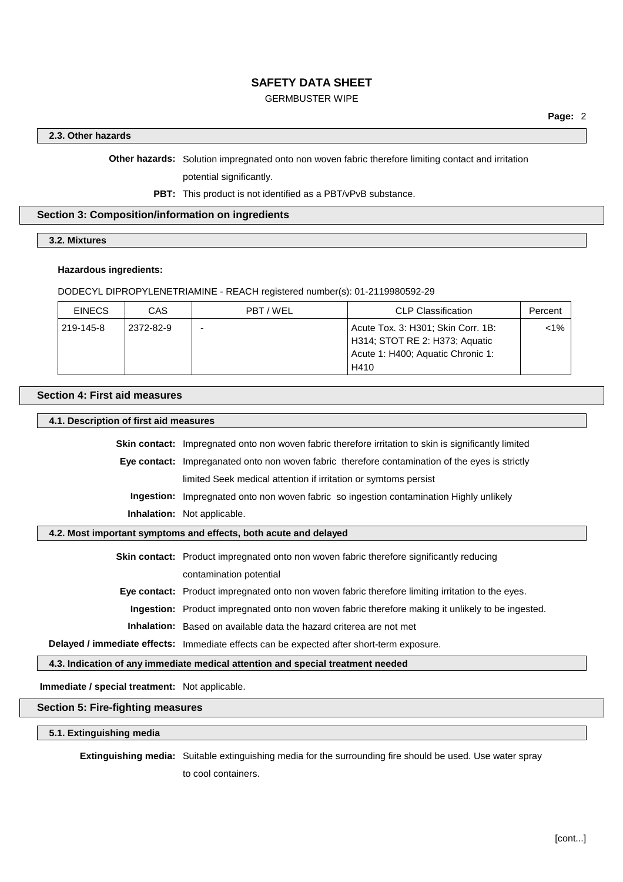### 2.3. Other hazards

**Other hazards:** Solution impregnated onto non woven fabric therefore limiting contact and irritation potential significantly.

**PBT:** This product is not identified as a PBT/vPvB substance.

## Section 3: Composition/information on ingredients

### 3.2. Mixtures

**Hazardous ingredients:**

DODECYL DIPROPYLENETRIAMINE - REACH registered number(s): 01-2119980592-29

| EINECS | CAS | PBT / WEL | CLP Classification | Percent |
|---|---|---|---|---|
| 219-145-8 | 2372-82-9 | - | Acute Tox. 3: H301; Skin Corr. 1B: H314; STOT RE 2: H373; Aquatic Acute 1: H400; Aquatic Chronic 1: H410 | <1% |

## Section 4: First aid measures

### 4.1. Description of first aid measures

**Skin contact:** Impregnated onto non woven fabric therefore irritation to skin is significantly limited

**Eye contact:** Impreganated onto non woven fabric therefore contamination of the eyes is strictly limited Seek medical attention if irritation or symtoms persist

**Ingestion:** Impregnated onto non woven fabric so ingestion contamination Highly unlikely

**Inhalation:** Not applicable.

### 4.2. Most important symptoms and effects, both acute and delayed

**Skin contact:** Product impregnated onto non woven fabric therefore significantly reducing contamination potential

**Eye contact:** Product impregnated onto non woven fabric therefore limiting irritation to the eyes.

**Ingestion:** Product impregnated onto non woven fabric therefore making it unlikely to be ingested.

**Inhalation:** Based on available data the hazard criterea are not met

**Delayed / immediate effects:** Immediate effects can be expected after short-term exposure.

### 4.3. Indication of any immediate medical attention and special treatment needed

**Immediate / special treatment:** Not applicable.

## Section 5: Fire-fighting measures

### 5.1. Extinguishing media

**Extinguishing media:** Suitable extinguishing media for the surrounding fire should be used. Use water spray to cool containers.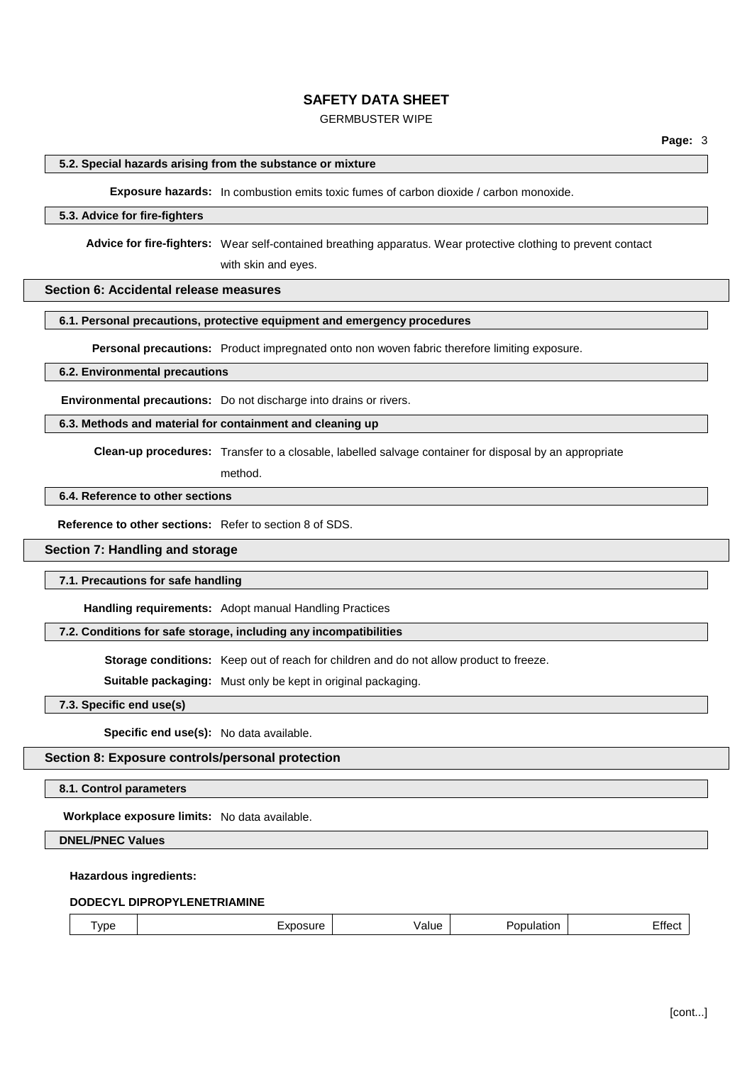#### 5.2. Special hazards arising from the substance or mixture

**Exposure hazards:** In combustion emits toxic fumes of carbon dioxide / carbon monoxide.

#### 5.3. Advice for fire-fighters

**Advice for fire-fighters:** Wear self-contained breathing apparatus. Wear protective clothing to prevent contact with skin and eyes.

## Section 6: Accidental release measures

#### 6.1. Personal precautions, protective equipment and emergency procedures

**Personal precautions:** Product impregnated onto non woven fabric therefore limiting exposure.

#### 6.2. Environmental precautions

**Environmental precautions:** Do not discharge into drains or rivers.

#### 6.3. Methods and material for containment and cleaning up

**Clean-up procedures:** Transfer to a closable, labelled salvage container for disposal by an appropriate method.

#### 6.4. Reference to other sections

**Reference to other sections:** Refer to section 8 of SDS.

## Section 7: Handling and storage

#### 7.1. Precautions for safe handling

**Handling requirements:** Adopt manual Handling Practices

#### 7.2. Conditions for safe storage, including any incompatibilities

**Storage conditions:** Keep out of reach for children and do not allow product to freeze.

**Suitable packaging:** Must only be kept in original packaging.

#### 7.3. Specific end use(s)

**Specific end use(s):** No data available.

## Section 8: Exposure controls/personal protection

#### 8.1. Control parameters

**Workplace exposure limits:** No data available.

#### DNEL/PNEC Values

**Hazardous ingredients:**

**DODECYL DIPROPYLENETRIAMINE**

| Type | Exposure | Value | Population | Effect |
| --- | --- | --- | --- | --- |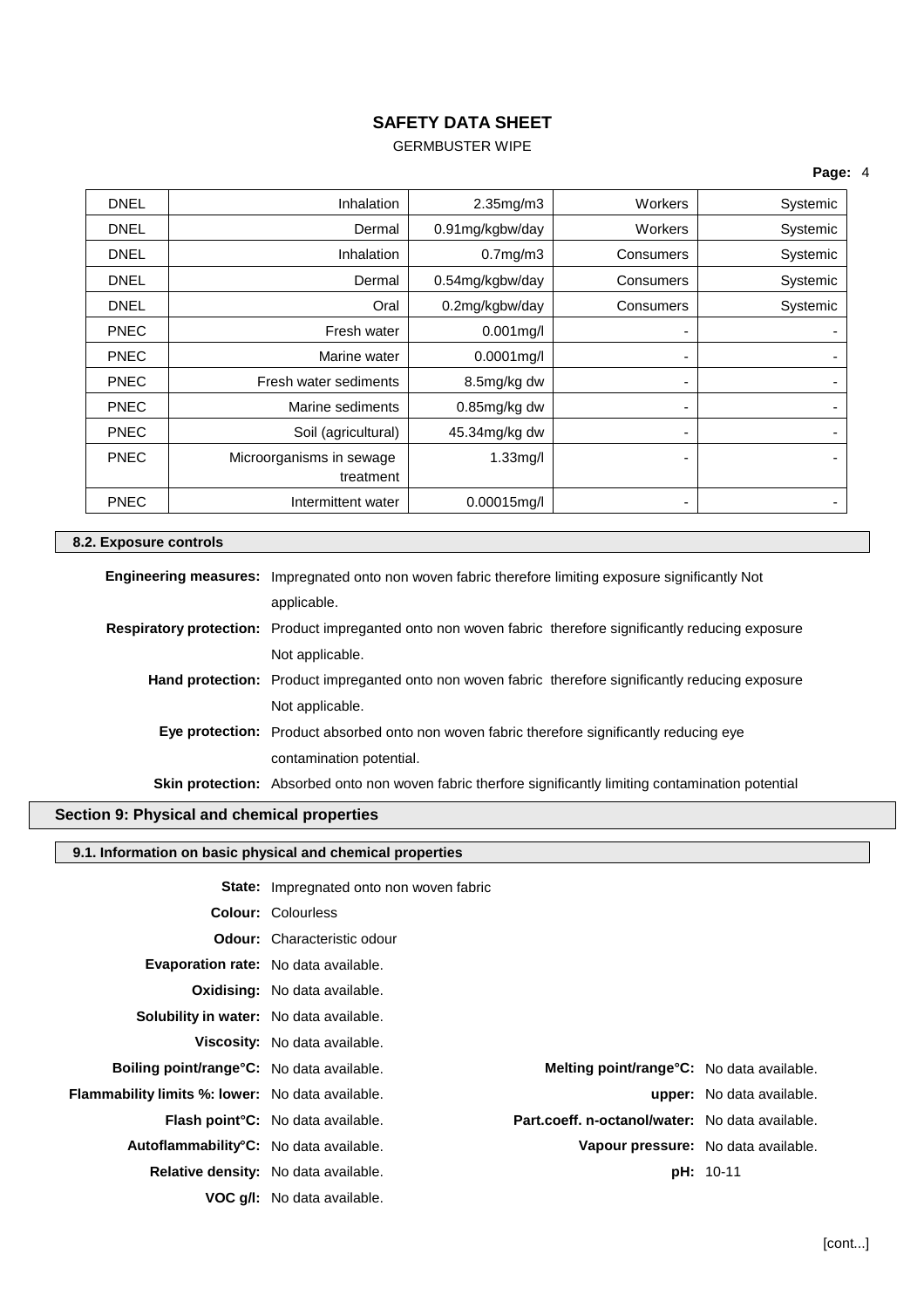| DNEL | Inhalation | 2.35mg/m3 | Workers | Systemic |
|---|---|---|---|---|
| DNEL | Dermal | 0.91mg/kgbw/day | Workers | Systemic |
| DNEL | Inhalation | 0.7mg/m3 | Consumers | Systemic |
| DNEL | Dermal | 0.54mg/kgbw/day | Consumers | Systemic |
| DNEL | Oral | 0.2mg/kgbw/day | Consumers | Systemic |
| PNEC | Fresh water | 0.001mg/l | - | - |
| PNEC | Marine water | 0.0001mg/l | - | - |
| PNEC | Fresh water sediments | 8.5mg/kg dw | - | - |
| PNEC | Marine sediments | 0.85mg/kg dw | - | - |
| PNEC | Soil (agricultural) | 45.34mg/kg dw | - | - |
| PNEC | Microorganisms in sewage treatment | 1.33mg/l | - | - |
| PNEC | Intermittent water | 0.00015mg/l | - | - |

### 8.2. Exposure controls

**Engineering measures:** Impregnated onto non woven fabric therefore limiting exposure significantly Not applicable.

**Respiratory protection:** Product impreganted onto non woven fabric therefore significantly reducing exposure Not applicable.

**Hand protection:** Product impreganted onto non woven fabric therefore significantly reducing exposure Not applicable.

**Eye protection:** Product absorbed onto non woven fabric therefore significantly reducing eye contamination potential.

**Skin protection:** Absorbed onto non woven fabric therfore significantly limiting contamination potential

## Section 9: Physical and chemical properties

### 9.1. Information on basic physical and chemical properties

**State:** Impregnated onto non woven fabric

**Colour:** Colourless

**Odour:** Characteristic odour

**Evaporation rate:** No data available.

**Oxidising:** No data available.

**Solubility in water:** No data available.

**Viscosity:** No data available.

**Boiling point/range°C:** No data available.

**Melting point/range°C:** No data available.

**Flammability limits %: lower:** No data available.

**upper:** No data available.

**Flash point°C:** No data available.

**Part.coeff. n-octanol/water:** No data available.

**Autoflammability°C:** No data available.

**Vapour pressure:** No data available.

**Relative density:** No data available.

**pH:** 10-11

**VOC g/l:** No data available.

[cont...]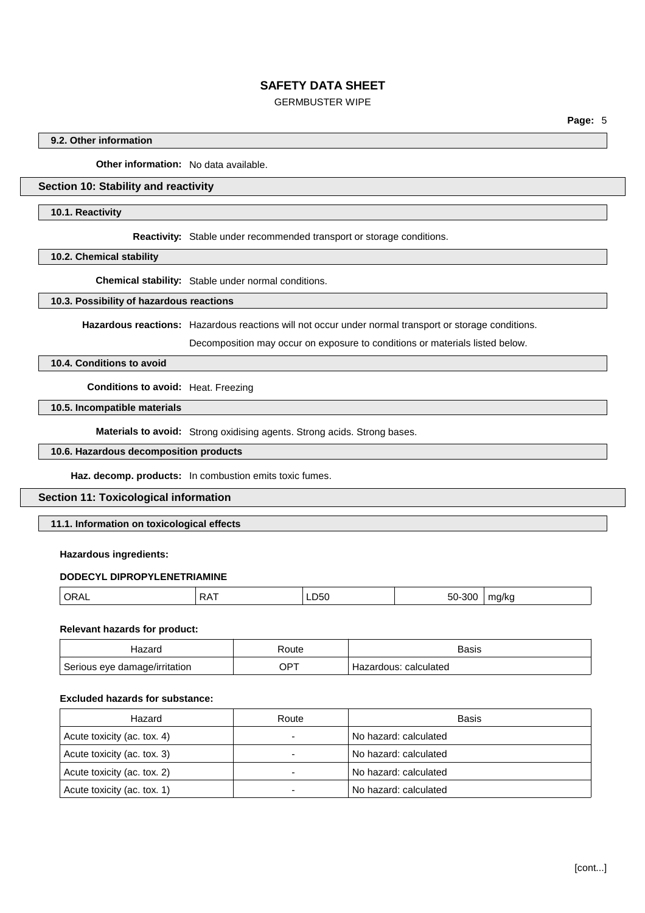#### 9.2. Other information

**Other information:** No data available.

## Section 10: Stability and reactivity

#### 10.1. Reactivity

**Reactivity:** Stable under recommended transport or storage conditions.

#### 10.2. Chemical stability

**Chemical stability:** Stable under normal conditions.

#### 10.3. Possibility of hazardous reactions

**Hazardous reactions:** Hazardous reactions will not occur under normal transport or storage conditions.

Decomposition may occur on exposure to conditions or materials listed below.

#### 10.4. Conditions to avoid

**Conditions to avoid:** Heat. Freezing

#### 10.5. Incompatible materials

**Materials to avoid:** Strong oxidising agents. Strong acids. Strong bases.

#### 10.6. Hazardous decomposition products

**Haz. decomp. products:** In combustion emits toxic fumes.

## Section 11: Toxicological information

#### 11.1. Information on toxicological effects

**Hazardous ingredients:**

**DODECYL DIPROPYLENETRIAMINE**

| | | | | |
|---|---|---|---|---|
| ORAL | RAT | LD50 | 50-300 | mg/kg |

**Relevant hazards for product:**

| Hazard | Route | Basis |
|---|---|---|
| Serious eye damage/irritation | OPT | Hazardous: calculated |

**Excluded hazards for substance:**

| Hazard | Route | Basis |
|---|---|---|
| Acute toxicity (ac. tox. 4) | - | No hazard: calculated |
| Acute toxicity (ac. tox. 3) | - | No hazard: calculated |
| Acute toxicity (ac. tox. 2) | - | No hazard: calculated |
| Acute toxicity (ac. tox. 1) | - | No hazard: calculated |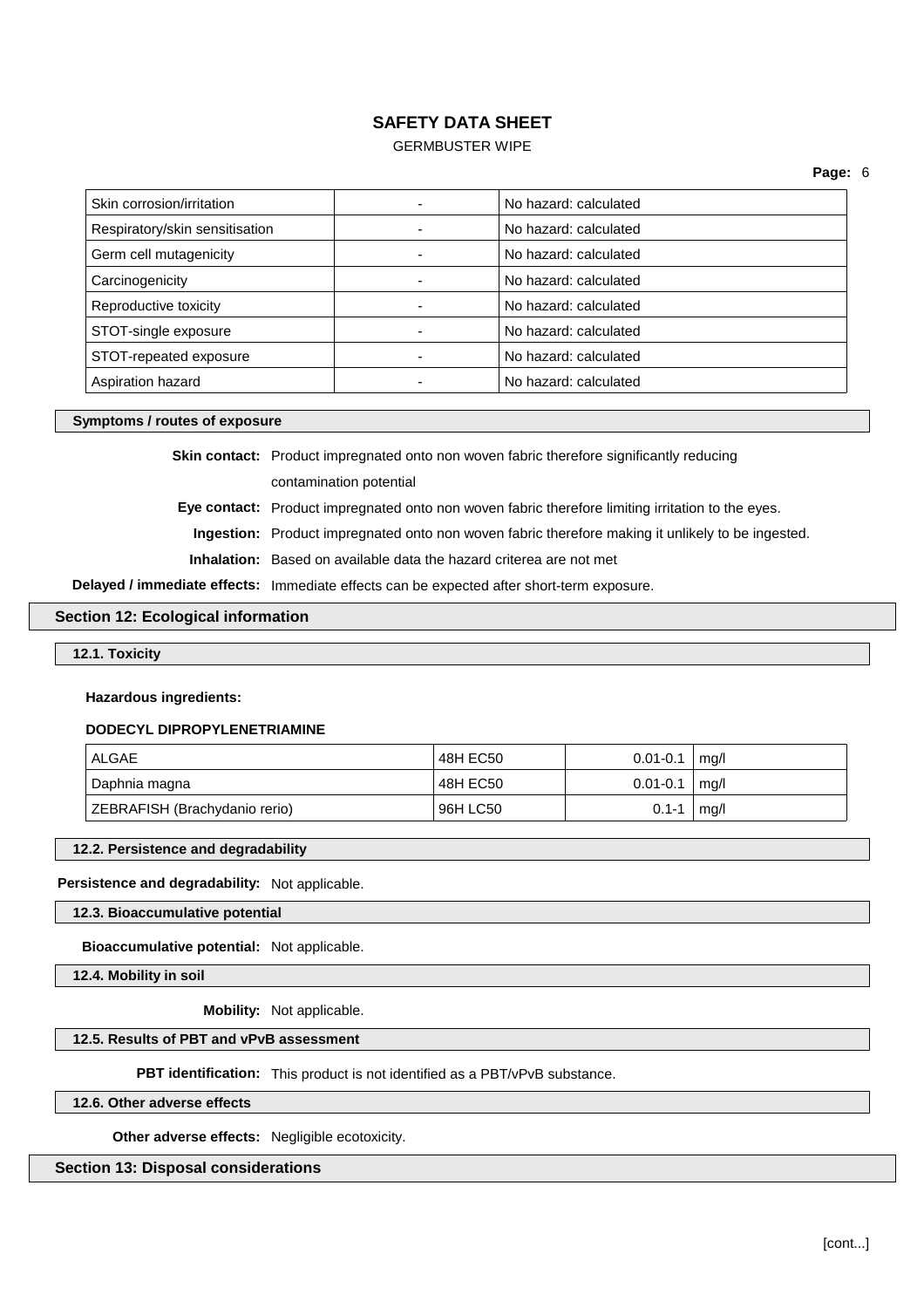| Skin corrosion/irritation | - | No hazard: calculated |
|---|---|---|
| Respiratory/skin sensitisation | - | No hazard: calculated |
| Germ cell mutagenicity | - | No hazard: calculated |
| Carcinogenicity | - | No hazard: calculated |
| Reproductive toxicity | - | No hazard: calculated |
| STOT-single exposure | - | No hazard: calculated |
| STOT-repeated exposure | - | No hazard: calculated |
| Aspiration hazard | - | No hazard: calculated |

**Symptoms / routes of exposure**

**Skin contact:** Product impregnated onto non woven fabric therefore significantly reducing contamination potential

**Eye contact:** Product impregnated onto non woven fabric therefore limiting irritation to the eyes.

**Ingestion:** Product impregnated onto non woven fabric therefore making it unlikely to be ingested.

**Inhalation:** Based on available data the hazard criterea are not met

**Delayed / immediate effects:** Immediate effects can be expected after short-term exposure.

## Section 12: Ecological information

### 12.1. Toxicity

**Hazardous ingredients:**

**DODECYL DIPROPYLENETRIAMINE**

| ALGAE | 48H EC50 | 0.01-0.1 | mg/l |
|---|---|---|---|
| Daphnia magna | 48H EC50 | 0.01-0.1 | mg/l |
| ZEBRAFISH (Brachydanio rerio) | 96H LC50 | 0.1-1 | mg/l |

### 12.2. Persistence and degradability

**Persistence and degradability:** Not applicable.

### 12.3. Bioaccumulative potential

**Bioaccumulative potential:** Not applicable.

### 12.4. Mobility in soil

**Mobility:** Not applicable.

### 12.5. Results of PBT and vPvB assessment

**PBT identification:** This product is not identified as a PBT/vPvB substance.

### 12.6. Other adverse effects

**Other adverse effects:** Negligible ecotoxicity.

## Section 13: Disposal considerations

[cont...]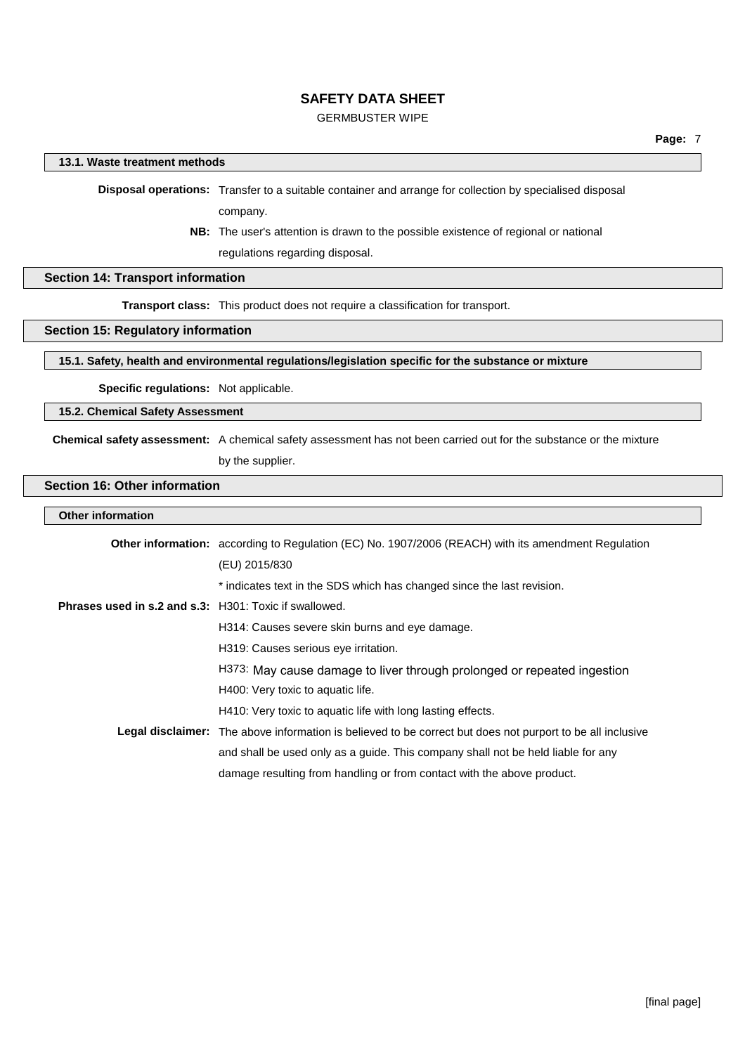### 13.1. Waste treatment methods

**Disposal operations:** Transfer to a suitable container and arrange for collection by specialised disposal company.

**NB:** The user's attention is drawn to the possible existence of regional or national regulations regarding disposal.

## Section 14: Transport information

**Transport class:** This product does not require a classification for transport.

## Section 15: Regulatory information

### 15.1. Safety, health and environmental regulations/legislation specific for the substance or mixture

**Specific regulations:** Not applicable.

### 15.2. Chemical Safety Assessment

**Chemical safety assessment:** A chemical safety assessment has not been carried out for the substance or the mixture by the supplier.

## Section 16: Other information

### Other information

**Other information:** according to Regulation (EC) No. 1907/2006 (REACH) with its amendment Regulation (EU) 2015/830

* indicates text in the SDS which has changed since the last revision.

**Phrases used in s.2 and s.3:** H301: Toxic if swallowed.

H314: Causes severe skin burns and eye damage.

H319: Causes serious eye irritation.

H373: May cause damage to liver through prolonged or repeated ingestion

H400: Very toxic to aquatic life.

H410: Very toxic to aquatic life with long lasting effects.

**Legal disclaimer:** The above information is believed to be correct but does not purport to be all inclusive and shall be used only as a guide. This company shall not be held liable for any damage resulting from handling or from contact with the above product.